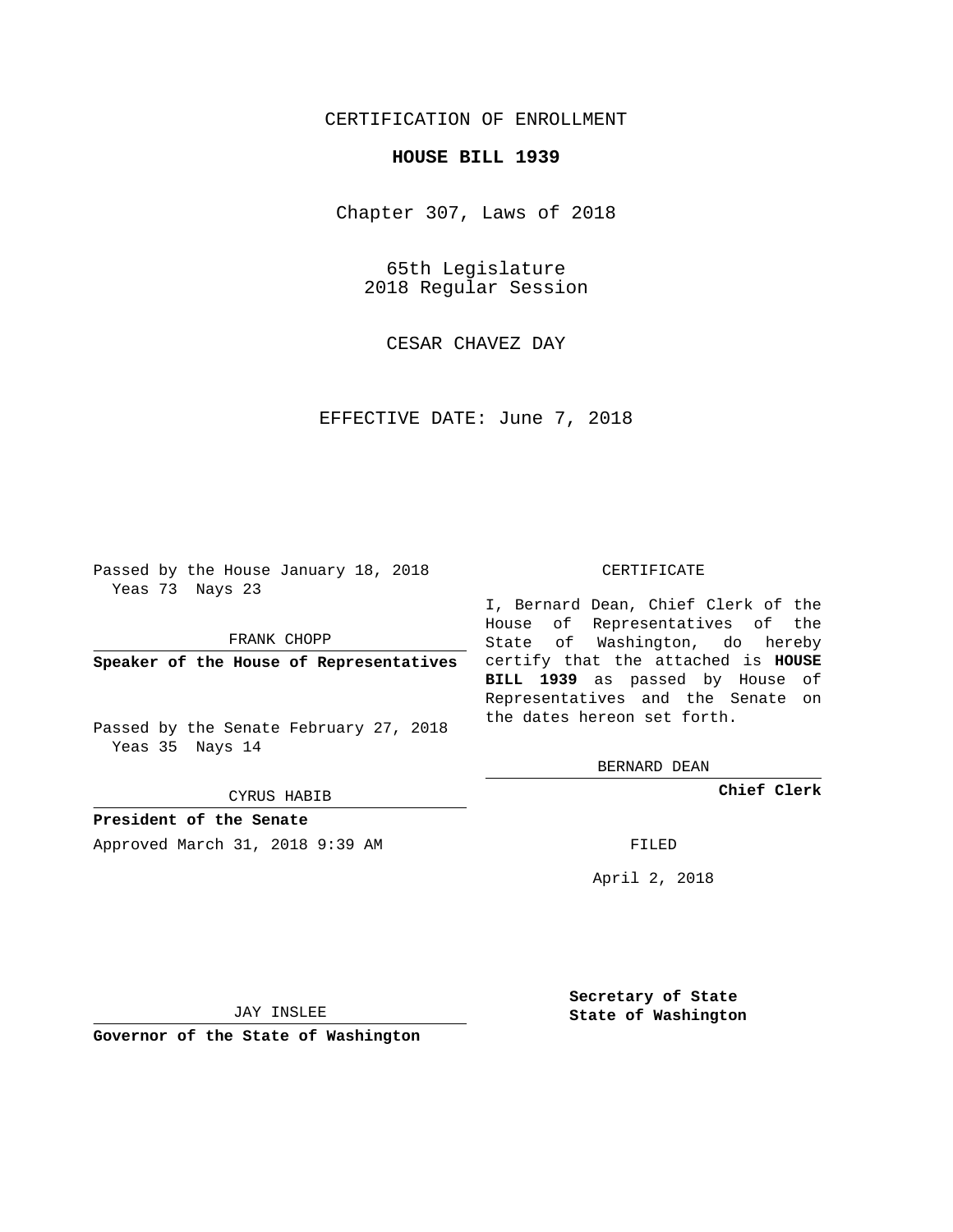CERTIFICATION OF ENROLLMENT

**HOUSE BILL 1939**

Chapter 307, Laws of 2018

65th Legislature
2018 Regular Session

CESAR CHAVEZ DAY

EFFECTIVE DATE: June 7, 2018

Passed by the House January 18, 2018
Yeas 73 Nays 23

FRANK CHOPP

**Speaker of the House of Representatives**

Passed by the Senate February 27, 2018
Yeas 35 Nays 14

CYRUS HABIB

**President of the Senate**

CERTIFICATE

I, Bernard Dean, Chief Clerk of the House of Representatives of the State of Washington, do hereby certify that the attached is **HOUSE BILL 1939** as passed by House of Representatives and the Senate on the dates hereon set forth.

BERNARD DEAN

**Chief Clerk**

Approved March 31, 2018 9:39 AM

FILED

April 2, 2018

JAY INSLEE

**Governor of the State of Washington**

**Secretary of State**
**State of Washington**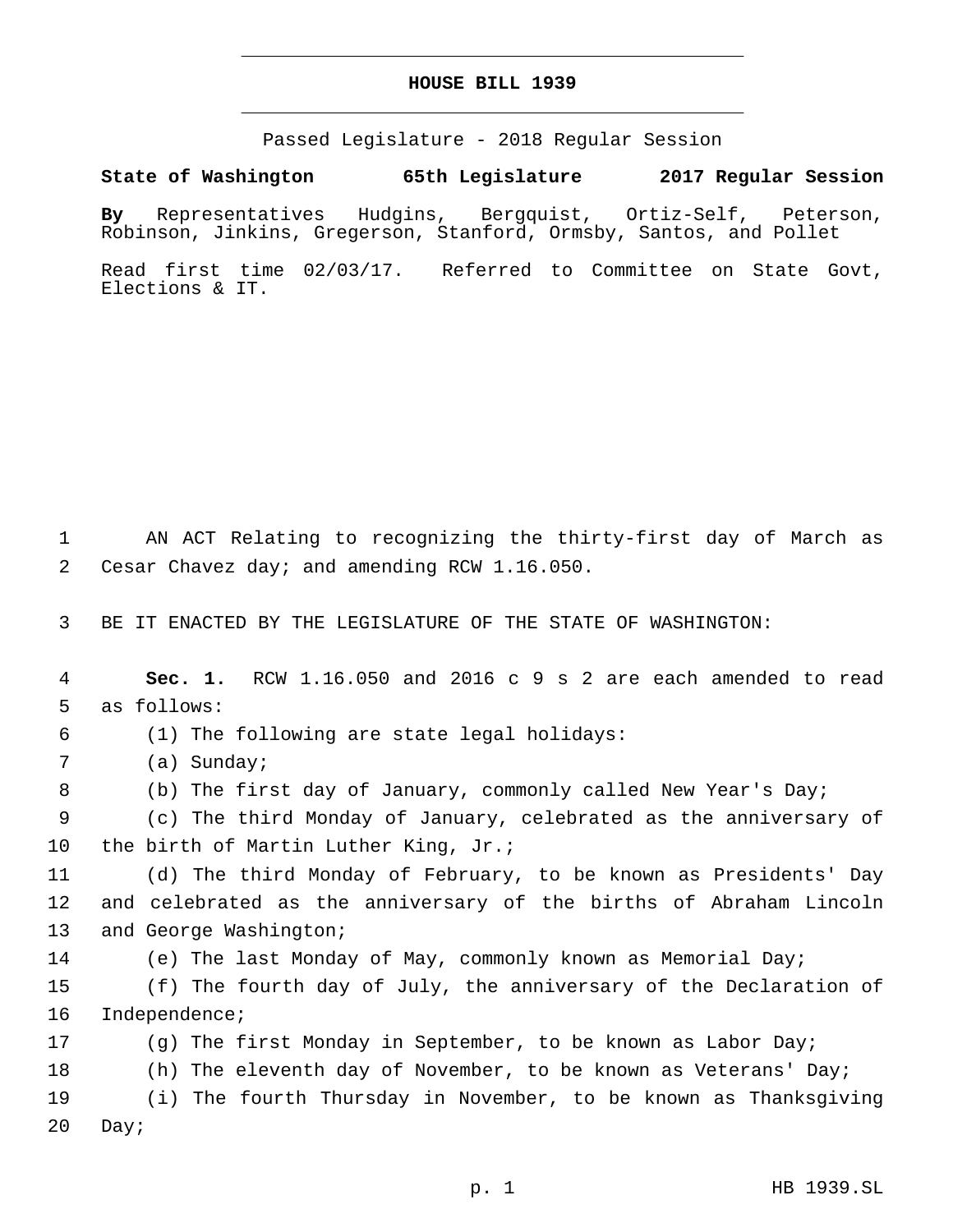# HOUSE BILL 1939

Passed Legislature - 2018 Regular Session

**State of Washington 65th Legislature 2017 Regular Session**

**By** Representatives Hudgins, Bergquist, Ortiz-Self, Peterson, Robinson, Jinkins, Gregerson, Stanford, Ormsby, Santos, and Pollet

Read first time 02/03/17. Referred to Committee on State Govt, Elections & IT.

AN ACT Relating to recognizing the thirty-first day of March as Cesar Chavez day; and amending RCW 1.16.050.

BE IT ENACTED BY THE LEGISLATURE OF THE STATE OF WASHINGTON:

**Sec. 1.** RCW 1.16.050 and 2016 c 9 s 2 are each amended to read as follows:

(1) The following are state legal holidays:

(a) Sunday;

(b) The first day of January, commonly called New Year's Day;

(c) The third Monday of January, celebrated as the anniversary of the birth of Martin Luther King, Jr.;

(d) The third Monday of February, to be known as Presidents' Day and celebrated as the anniversary of the births of Abraham Lincoln and George Washington;

(e) The last Monday of May, commonly known as Memorial Day;

(f) The fourth day of July, the anniversary of the Declaration of Independence;

(g) The first Monday in September, to be known as Labor Day;

(h) The eleventh day of November, to be known as Veterans' Day;

(i) The fourth Thursday in November, to be known as Thanksgiving Day;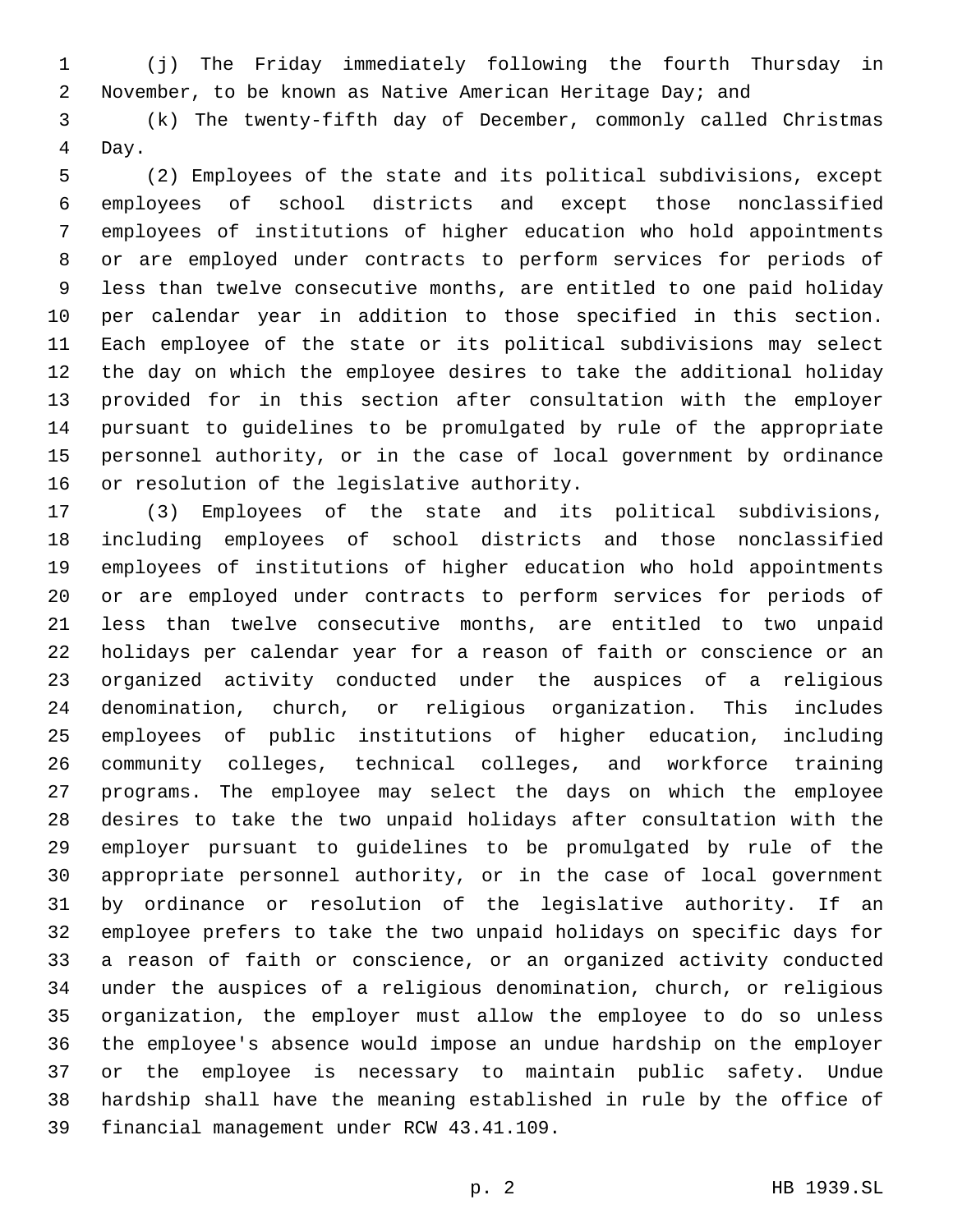(j) The Friday immediately following the fourth Thursday in November, to be known as Native American Heritage Day; and

(k) The twenty-fifth day of December, commonly called Christmas Day.

(2) Employees of the state and its political subdivisions, except employees of school districts and except those nonclassified employees of institutions of higher education who hold appointments or are employed under contracts to perform services for periods of less than twelve consecutive months, are entitled to one paid holiday per calendar year in addition to those specified in this section. Each employee of the state or its political subdivisions may select the day on which the employee desires to take the additional holiday provided for in this section after consultation with the employer pursuant to guidelines to be promulgated by rule of the appropriate personnel authority, or in the case of local government by ordinance or resolution of the legislative authority.

(3) Employees of the state and its political subdivisions, including employees of school districts and those nonclassified employees of institutions of higher education who hold appointments or are employed under contracts to perform services for periods of less than twelve consecutive months, are entitled to two unpaid holidays per calendar year for a reason of faith or conscience or an organized activity conducted under the auspices of a religious denomination, church, or religious organization. This includes employees of public institutions of higher education, including community colleges, technical colleges, and workforce training programs. The employee may select the days on which the employee desires to take the two unpaid holidays after consultation with the employer pursuant to guidelines to be promulgated by rule of the appropriate personnel authority, or in the case of local government by ordinance or resolution of the legislative authority. If an employee prefers to take the two unpaid holidays on specific days for a reason of faith or conscience, or an organized activity conducted under the auspices of a religious denomination, church, or religious organization, the employer must allow the employee to do so unless the employee's absence would impose an undue hardship on the employer or the employee is necessary to maintain public safety. Undue hardship shall have the meaning established in rule by the office of financial management under RCW 43.41.109.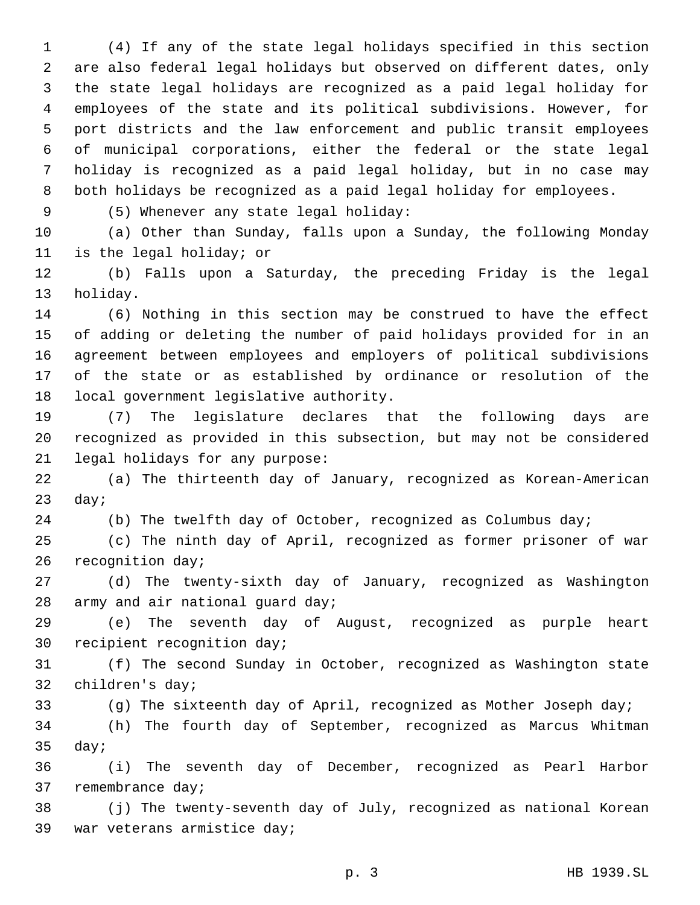(4) If any of the state legal holidays specified in this section are also federal legal holidays but observed on different dates, only the state legal holidays are recognized as a paid legal holiday for employees of the state and its political subdivisions. However, for port districts and the law enforcement and public transit employees of municipal corporations, either the federal or the state legal holiday is recognized as a paid legal holiday, but in no case may both holidays be recognized as a paid legal holiday for employees.

(5) Whenever any state legal holiday:

(a) Other than Sunday, falls upon a Sunday, the following Monday is the legal holiday; or

(b) Falls upon a Saturday, the preceding Friday is the legal holiday.

(6) Nothing in this section may be construed to have the effect of adding or deleting the number of paid holidays provided for in an agreement between employees and employers of political subdivisions of the state or as established by ordinance or resolution of the local government legislative authority.

(7) The legislature declares that the following days are recognized as provided in this subsection, but may not be considered legal holidays for any purpose:

(a) The thirteenth day of January, recognized as Korean-American day;

(b) The twelfth day of October, recognized as Columbus day;

(c) The ninth day of April, recognized as former prisoner of war recognition day;

(d) The twenty-sixth day of January, recognized as Washington army and air national guard day;

(e) The seventh day of August, recognized as purple heart recipient recognition day;

(f) The second Sunday in October, recognized as Washington state children's day;

(g) The sixteenth day of April, recognized as Mother Joseph day;

(h) The fourth day of September, recognized as Marcus Whitman day;

(i) The seventh day of December, recognized as Pearl Harbor remembrance day;

(j) The twenty-seventh day of July, recognized as national Korean war veterans armistice day;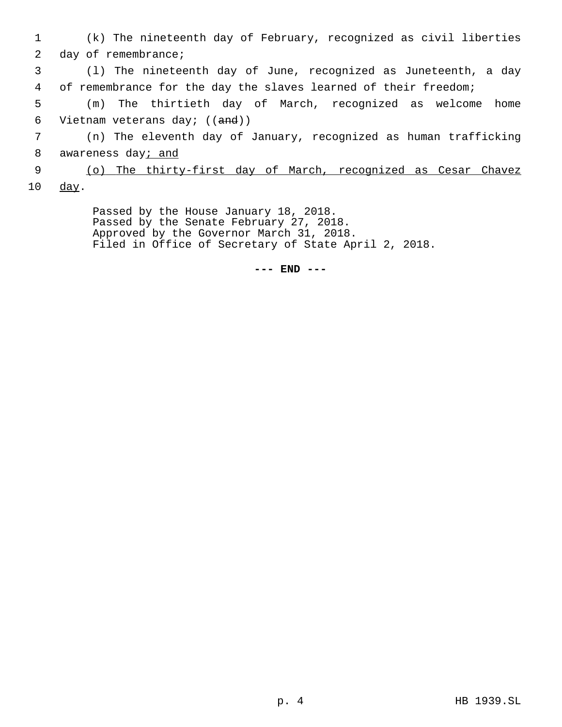(k) The nineteenth day of February, recognized as civil liberties day of remembrance;

(l) The nineteenth day of June, recognized as Juneteenth, a day of remembrance for the day the slaves learned of their freedom;

(m) The thirtieth day of March, recognized as welcome home Vietnam veterans day; ((~~and~~))

(n) The eleventh day of January, recognized as human trafficking awareness day<u>; and</u>

<u>(o) The thirty-first day of March, recognized as Cesar Chavez day</u>.

Passed by the House January 18, 2018.
Passed by the Senate February 27, 2018.
Approved by the Governor March 31, 2018.
Filed in Office of Secretary of State April 2, 2018.

**--- END ---**